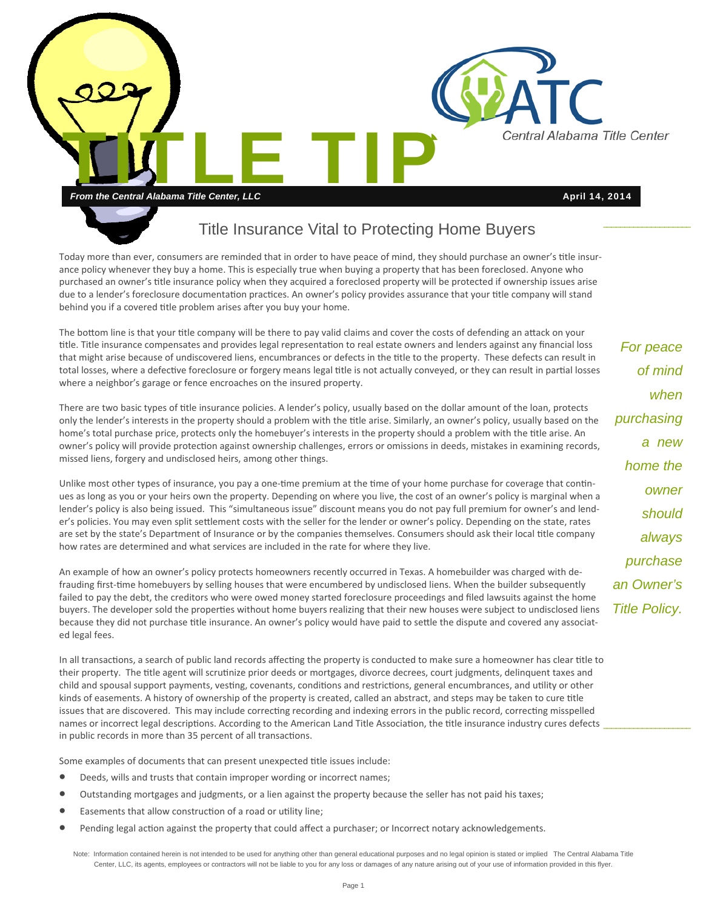# TITLE TIP

ATC Central Alabama Title Center

***From the Central Alabama Title Center, LLC*** **April 14, 2014**

## Title Insurance Vital to Protecting Home Buyers

Today more than ever, consumers are reminded that in order to have peace of mind, they should purchase an owner's title insurance policy whenever they buy a home. This is especially true when buying a property that has been foreclosed. Anyone who purchased an owner's title insurance policy when they acquired a foreclosed property will be protected if ownership issues arise due to a lender's foreclosure documentation practices. An owner's policy provides assurance that your title company will stand behind you if a covered title problem arises after you buy your home.

The bottom line is that your title company will be there to pay valid claims and cover the costs of defending an attack on your title. Title insurance compensates and provides legal representation to real estate owners and lenders against any financial loss that might arise because of undiscovered liens, encumbrances or defects in the title to the property. These defects can result in total losses, where a defective foreclosure or forgery means legal title is not actually conveyed, or they can result in partial losses where a neighbor's garage or fence encroaches on the insured property.

*For peace of mind when purchasing a new home the owner should always purchase an Owner's Title Policy.*

There are two basic types of title insurance policies. A lender's policy, usually based on the dollar amount of the loan, protects only the lender's interests in the property should a problem with the title arise. Similarly, an owner's policy, usually based on the home's total purchase price, protects only the homebuyer's interests in the property should a problem with the title arise. An owner's policy will provide protection against ownership challenges, errors or omissions in deeds, mistakes in examining records, missed liens, forgery and undisclosed heirs, among other things.

Unlike most other types of insurance, you pay a one-time premium at the time of your home purchase for coverage that continues as long as you or your heirs own the property. Depending on where you live, the cost of an owner's policy is marginal when a lender's policy is also being issued. This "simultaneous issue" discount means you do not pay full premium for owner's and lender's policies. You may even split settlement costs with the seller for the lender or owner's policy. Depending on the state, rates are set by the state's Department of Insurance or by the companies themselves. Consumers should ask their local title company how rates are determined and what services are included in the rate for where they live.

An example of how an owner's policy protects homeowners recently occurred in Texas. A homebuilder was charged with defrauding first-time homebuyers by selling houses that were encumbered by undisclosed liens. When the builder subsequently failed to pay the debt, the creditors who were owed money started foreclosure proceedings and filed lawsuits against the home buyers. The developer sold the properties without home buyers realizing that their new houses were subject to undisclosed liens because they did not purchase title insurance. An owner's policy would have paid to settle the dispute and covered any associated legal fees.

In all transactions, a search of public land records affecting the property is conducted to make sure a homeowner has clear title to their property. The title agent will scrutinize prior deeds or mortgages, divorce decrees, court judgments, delinquent taxes and child and spousal support payments, vesting, covenants, conditions and restrictions, general encumbrances, and utility or other kinds of easements. A history of ownership of the property is created, called an abstract, and steps may be taken to cure title issues that are discovered. This may include correcting recording and indexing errors in the public record, correcting misspelled names or incorrect legal descriptions. According to the American Land Title Association, the title insurance industry cures defects in public records in more than 35 percent of all transactions.

Some examples of documents that can present unexpected title issues include:

- Deeds, wills and trusts that contain improper wording or incorrect names;
- Outstanding mortgages and judgments, or a lien against the property because the seller has not paid his taxes;
- Easements that allow construction of a road or utility line;
- Pending legal action against the property that could affect a purchaser; or Incorrect notary acknowledgements.

Note: Information contained herein is not intended to be used for anything other than general educational purposes and no legal opinion is stated or implied The Central Alabama Title Center, LLC, its agents, employees or contractors will not be liable to you for any loss or damages of any nature arising out of your use of information provided in this flyer.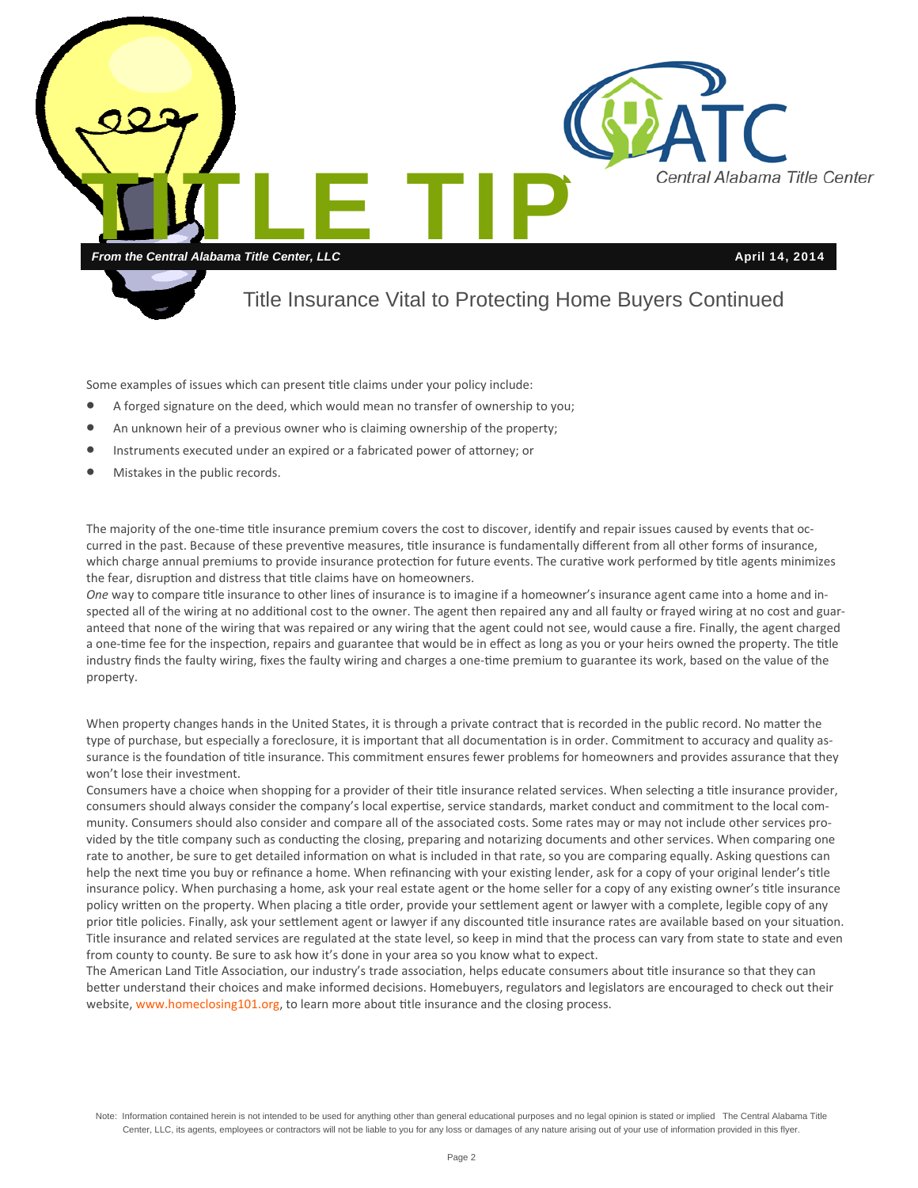# TITLE TIP

**From the Central Alabama Title Center, LLC** — **April 14, 2014**

## Title Insurance Vital to Protecting Home Buyers Continued

Some examples of issues which can present title claims under your policy include:

- A forged signature on the deed, which would mean no transfer of ownership to you;
- An unknown heir of a previous owner who is claiming ownership of the property;
- Instruments executed under an expired or a fabricated power of attorney; or
- Mistakes in the public records.

The majority of the one-time title insurance premium covers the cost to discover, identify and repair issues caused by events that occurred in the past. Because of these preventive measures, title insurance is fundamentally different from all other forms of insurance, which charge annual premiums to provide insurance protection for future events. The curative work performed by title agents minimizes the fear, disruption and distress that title claims have on homeowners.

*One* way to compare title insurance to other lines of insurance is to imagine if a homeowner's insurance agent came into a home and inspected all of the wiring at no additional cost to the owner. The agent then repaired any and all faulty or frayed wiring at no cost and guaranteed that none of the wiring that was repaired or any wiring that the agent could not see, would cause a fire. Finally, the agent charged a one-time fee for the inspection, repairs and guarantee that would be in effect as long as you or your heirs owned the property. The title industry finds the faulty wiring, fixes the faulty wiring and charges a one-time premium to guarantee its work, based on the value of the property.

When property changes hands in the United States, it is through a private contract that is recorded in the public record. No matter the type of purchase, but especially a foreclosure, it is important that all documentation is in order. Commitment to accuracy and quality assurance is the foundation of title insurance. This commitment ensures fewer problems for homeowners and provides assurance that they won't lose their investment.

Consumers have a choice when shopping for a provider of their title insurance related services. When selecting a title insurance provider, consumers should always consider the company's local expertise, service standards, market conduct and commitment to the local community. Consumers should also consider and compare all of the associated costs. Some rates may or may not include other services provided by the title company such as conducting the closing, preparing and notarizing documents and other services. When comparing one rate to another, be sure to get detailed information on what is included in that rate, so you are comparing equally. Asking questions can help the next time you buy or refinance a home. When refinancing with your existing lender, ask for a copy of your original lender's title insurance policy. When purchasing a home, ask your real estate agent or the home seller for a copy of any existing owner's title insurance policy written on the property. When placing a title order, provide your settlement agent or lawyer with a complete, legible copy of any prior title policies. Finally, ask your settlement agent or lawyer if any discounted title insurance rates are available based on your situation. Title insurance and related services are regulated at the state level, so keep in mind that the process can vary from state to state and even from county to county. Be sure to ask how it's done in your area so you know what to expect.

The American Land Title Association, our industry's trade association, helps educate consumers about title insurance so that they can better understand their choices and make informed decisions. Homebuyers, regulators and legislators are encouraged to check out their website, www.homeclosing101.org, to learn more about title insurance and the closing process.

Note: Information contained herein is not intended to be used for anything other than general educational purposes and no legal opinion is stated or implied The Central Alabama Title Center, LLC, its agents, employees or contractors will not be liable to you for any loss or damages of any nature arising out of your use of information provided in this flyer.